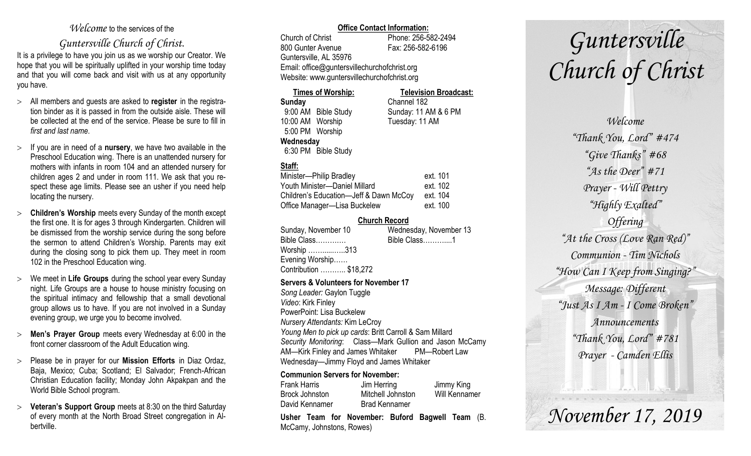*Welcome* to the services of the

# *Guntersville Church of Christ.*

It is a privilege to have you join us as we worship our Creator. We hope that you will be spiritually uplifted in your worship time today and that you will come back and visit with us at any opportunity you have.

- All members and guests are asked to **register** in the registration binder as it is passed in from the outside aisle. These will be collected at the end of the service. Please be sure to fill in *first and last name*.
- If you are in need of a **nursery**, we have two available in the Preschool Education wing. There is an unattended nursery for mothers with infants in room 104 and an attended nursery for children ages 2 and under in room 111. We ask that you respect these age limits. Please see an usher if you need help locating the nursery.
- **Children's Worship** meets every Sunday of the month except the first one. It is for ages 3 through Kindergarten. Children will be dismissed from the worship service during the song before the sermon to attend Children's Worship. Parents may exit during the closing song to pick them up. They meet in room 102 in the Preschool Education wing.
- We meet in **Life Groups** during the school year every Sunday night. Life Groups are a house to house ministry focusing on the spiritual intimacy and fellowship that a small devotional group allows us to have. If you are not involved in a Sunday evening group, we urge you to become involved.
- **Men's Prayer Group** meets every Wednesday at 6:00 in the front corner classroom of the Adult Education wing.
- Please be in prayer for our **Mission Efforts** in Diaz Ordaz, Baja, Mexico; Cuba; Scotland; El Salvador; French-African Christian Education facility; Monday John Akpakpan and the World Bible School program.
- **Veteran's Support Group** meets at 8:30 on the third Saturday of every month at the North Broad Street congregation in Albertville.

**Office Contact Information:**

Church of Christ — Phone: 256-582-2494
800 Gunter Avenue — Fax: 256-582-6196
Guntersville, AL 35976
Email: office@guntersvillechurchofchrist.org
Website: www.guntersvillechurchofchrist.org

**Times of Worship:**

**Sunday**
9:00 AM Bible Study
10:00 AM Worship
5:00 PM Worship
**Wednesday**
6:30 PM Bible Study

**Television Broadcast:**

Channel 182
Sunday: 11 AM & 6 PM
Tuesday: 11 AM

**Staff:**

| | |
|---|---|
| Minister—Philip Bradley | ext. 101 |
| Youth Minister—Daniel Millard | ext. 102 |
| Children's Education—Jeff & Dawn McCoy | ext. 104 |
| Office Manager—Lisa Buckelew | ext. 100 |

**Church Record**

| Sunday, November 10 | Wednesday, November 13 |
|---|---|
| Bible Class………… | Bible Class………...1 |
| Worship ……......…..313 | |
| Evening Worship…… | |
| Contribution ……….. $18,272 | |

**Servers & Volunteers for November 17**

*Song Leader:* Gaylon Tuggle
*Video*: Kirk Finley
PowerPoint: Lisa Buckelew
*Nursery Attendants:* Kim LeCroy
*Young Men to pick up cards*: Britt Carroll & Sam Millard
*Security Monitoring*: Class—Mark Gullion and Jason McCamy
AM—Kirk Finley and James Whitaker PM—Robert Law
Wednesday—Jimmy Floyd and James Whitaker

**Communion Servers for November:**

| | | |
|---|---|---|
| Frank Harris | Jim Herring | Jimmy King |
| Brock Johnston | Mitchell Johnston | Will Kennamer |
| David Kennamer | Brad Kennamer | |

**Usher Team for November: Buford Bagwell Team** (B. McCamy, Johnstons, Rowes)

# *Guntersville Church of Christ*

*Welcome*
*"Thank You, Lord" #474*
*"Give Thanks" #68*
*"As the Deer" #71*
*Prayer - Will Pettry*
*"Highly Exalted"*
*Offering*
*"At the Cross (Love Ran Red)"*
*Communion - Tim Nichols*
*"How Can I Keep from Singing?"*
*Message: Different*
*"Just As I Am - I Come Broken"*
*Announcements*
*"Thank You, Lord" #781*
*Prayer - Camden Ellis*

## *November 17, 2019*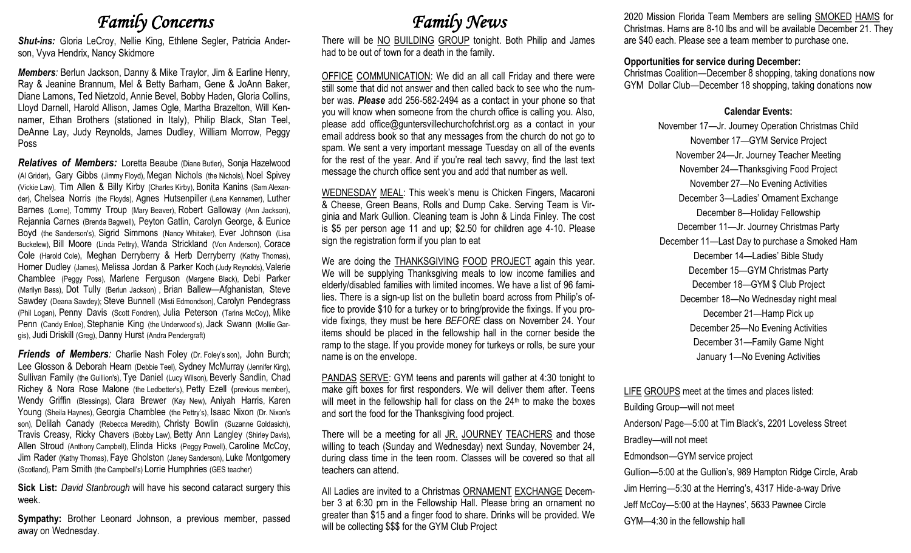# Family Concerns

***Shut-ins:*** Gloria LeCroy, Nellie King, Ethlene Segler, Patricia Anderson, Vyva Hendrix, Nancy Skidmore

***Members:*** Berlun Jackson, Danny & Mike Traylor, Jim & Earline Henry, Ray & Jeanine Brannum, Mel & Betty Barham, Gene & JoAnn Baker, Diane Lamons, Ted Nietzold, Annie Bevel, Bobby Haden, Gloria Collins, Lloyd Darnell, Harold Allison, James Ogle, Martha Brazelton, Will Kennamer, Ethan Brothers (stationed in Italy), Philip Black, Stan Teel, DeAnne Lay, Judy Reynolds, James Dudley, William Morrow, Peggy Poss

***Relatives of Members:*** Loretta Beaube (Diane Butler), Sonja Hazelwood (Al Grider), Gary Gibbs (Jimmy Floyd), Megan Nichols (the Nichols), Noel Spivey (Vickie Law), Tim Allen & Billy Kirby (Charles Kirby), Bonita Kanins (Sam Alexander), Chelsea Norris (the Floyds), Agnes Hutsenpiller (Lena Kennamer), Luther Barnes (Lorne), Tommy Troup (Mary Beaver), Robert Galloway (Ann Jackson), Rejannia Carnes (Brenda Bagwell), Peyton Gatlin, Carolyn George, & Eunice Boyd (the Sanderson's), Sigrid Simmons (Nancy Whitaker), Ever Johnson (Lisa Buckelew), Bill Moore (Linda Pettry), Wanda Strickland (Von Anderson), Corace Cole (Harold Cole), Meghan Derryberry & Herb Derryberry (Kathy Thomas), Homer Dudley (James), Melissa Jordan & Parker Koch (Judy Reynolds), Valerie Chamblee (Peggy Poss), Marlene Ferguson (Margene Black), Debi Parker (Marilyn Bass), Dot Tully (Berlun Jackson) , Brian Ballew—Afghanistan, Steve Sawdey (Deana Sawdey); Steve Bunnell (Misti Edmondson), Carolyn Pendegrass (Phil Logan), Penny Davis (Scott Fondren), Julia Peterson (Tarina McCoy), Mike Penn (Candy Enloe), Stephanie King (the Underwood's), Jack Swann (Mollie Gargis), Judi Driskill (Greg), Danny Hurst (Andra Pendergraft)

***Friends of Members:*** Charlie Nash Foley (Dr. Foley's son), John Burch; Lee Glosson & Deborah Hearn (Debbie Teel), Sydney McMurray (Jennifer King), Sullivan Family (the Guillion's), Tye Daniel (Lucy Wilson), Beverly Sandlin, Chad Richey & Nora Rose Malone (the Ledbetter's), Petty Ezell (previous member), Wendy Griffin (Blessings), Clara Brewer (Kay New), Aniyah Harris, Karen Young (Sheila Haynes), Georgia Chamblee (the Pettry's), Isaac Nixon (Dr. Nixon's son), Delilah Canady (Rebecca Meredith), Christy Bowlin (Suzanne Goldasich), Travis Creasy, Ricky Chavers (Bobby Law), Betty Ann Langley (Shirley Davis), Allen Stroud (Anthony Campbell), Elinda Hicks (Peggy Powell), Caroline McCoy, Jim Rader (Kathy Thomas), Faye Gholston (Janey Sanderson), Luke Montgomery (Scotland), Pam Smith (the Campbell's) Lorrie Humphries (GES teacher)

**Sick List:** *David Stanbrough* will have his second cataract surgery this week.

**Sympathy:** Brother Leonard Johnson, a previous member, passed away on Wednesday.

# Family News

There will be NO BUILDING GROUP tonight. Both Philip and James had to be out of town for a death in the family.

OFFICE COMMUNICATION: We did an all call Friday and there were still some that did not answer and then called back to see who the number was. ***Please*** add 256-582-2494 as a contact in your phone so that you will know when someone from the church office is calling you. Also, please add office@guntersvillechurchofchrist.org as a contact in your email address book so that any messages from the church do not go to spam. We sent a very important message Tuesday on all of the events for the rest of the year. And if you're real tech savvy, find the last text message the church office sent you and add that number as well.

WEDNESDAY MEAL: This week's menu is Chicken Fingers, Macaroni & Cheese, Green Beans, Rolls and Dump Cake. Serving Team is Virginia and Mark Gullion. Cleaning team is John & Linda Finley. The cost is $5 per person age 11 and up; $2.50 for children age 4-10. Please sign the registration form if you plan to eat

We are doing the THANKSGIVING FOOD PROJECT again this year. We will be supplying Thanksgiving meals to low income families and elderly/disabled families with limited incomes. We have a list of 96 families. There is a sign-up list on the bulletin board across from Philip's office to provide $10 for a turkey or to bring/provide the fixings. If you provide fixings, they must be here *BEFORE* class on November 24. Your items should be placed in the fellowship hall in the corner beside the ramp to the stage. If you provide money for turkeys or rolls, be sure your name is on the envelope.

PANDAS SERVE: GYM teens and parents will gather at 4:30 tonight to make gift boxes for first responders. We will deliver them after. Teens will meet in the fellowship hall for class on the 24th to make the boxes and sort the food for the Thanksgiving food project.

There will be a meeting for all JR. JOURNEY TEACHERS and those willing to teach (Sunday and Wednesday) next Sunday, November 24, during class time in the teen room. Classes will be covered so that all teachers can attend.

All Ladies are invited to a Christmas ORNAMENT EXCHANGE December 3 at 6:30 pm in the Fellowship Hall. Please bring an ornament no greater than $15 and a finger food to share. Drinks will be provided. We will be collecting $$$ for the GYM Club Project

2020 Mission Florida Team Members are selling SMOKED HAMS for Christmas. Hams are 8-10 lbs and will be available December 21. They are $40 each. Please see a team member to purchase one.

**Opportunities for service during December:**

Christmas Coalition—December 8 shopping, taking donations now
GYM Dollar Club—December 18 shopping, taking donations now

**Calendar Events:**

November 17—Jr. Journey Operation Christmas Child
November 17—GYM Service Project
November 24—Jr. Journey Teacher Meeting
November 24—Thanksgiving Food Project
November 27—No Evening Activities
December 3—Ladies' Ornament Exchange
December 8—Holiday Fellowship
December 11—Jr. Journey Christmas Party
December 11—Last Day to purchase a Smoked Ham
December 14—Ladies' Bible Study
December 15—GYM Christmas Party
December 18—GYM $ Club Project
December 18—No Wednesday night meal
December 21—Hamp Pick up
December 25—No Evening Activities
December 31—Family Game Night
January 1—No Evening Activities

LIFE GROUPS meet at the times and places listed:

Building Group—will not meet
Anderson/ Page—5:00 at Tim Black's, 2201 Loveless Street
Bradley—will not meet
Edmondson—GYM service project
Gullion—5:00 at the Gullion's, 989 Hampton Ridge Circle, Arab
Jim Herring—5:30 at the Herring's, 4317 Hide-a-way Drive
Jeff McCoy—5:00 at the Haynes', 5633 Pawnee Circle
GYM—4:30 in the fellowship hall